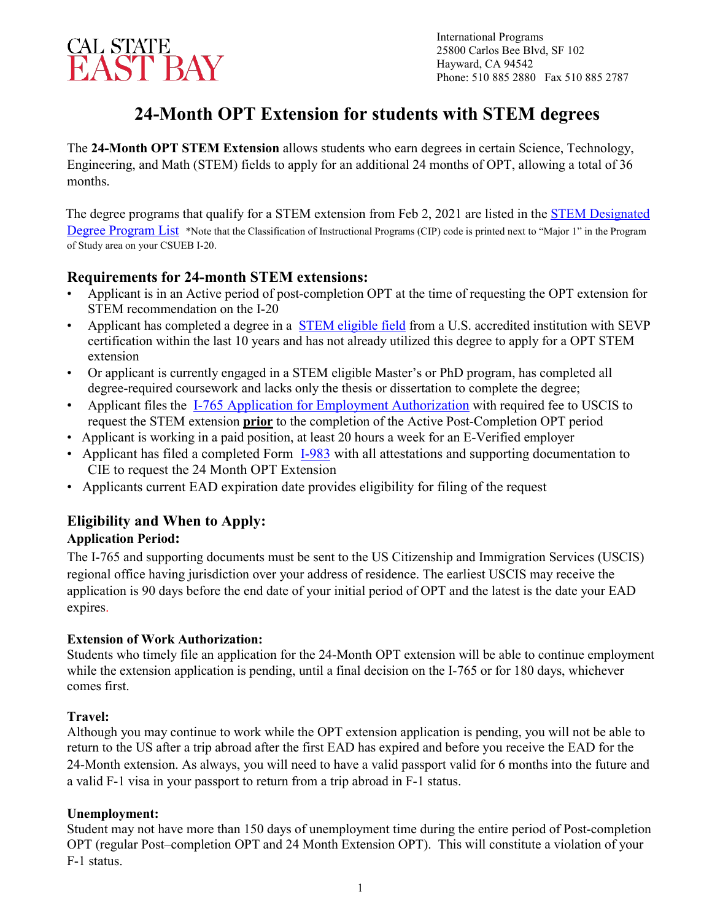CAL STATE
EAST BAY

International Programs
25800 Carlos Bee Blvd, SF 102
Hayward, CA 94542
Phone: 510 885 2880 Fax 510 885 2787

# 24-Month OPT Extension for students with STEM degrees

The **24-Month OPT STEM Extension** allows students who earn degrees in certain Science, Technology, Engineering, and Math (STEM) fields to apply for an additional 24 months of OPT, allowing a total of 36 months.

The degree programs that qualify for a STEM extension from Feb 2, 2021 are listed in the STEM Designated Degree Program List *Note that the Classification of Instructional Programs (CIP) code is printed next to "Major 1" in the Program of Study area on your CSUEB I-20.

## Requirements for 24-month STEM extensions:

- Applicant is in an Active period of post-completion OPT at the time of requesting the OPT extension for STEM recommendation on the I-20
- Applicant has completed a degree in a STEM eligible field from a U.S. accredited institution with SEVP certification within the last 10 years and has not already utilized this degree to apply for a OPT STEM extension
- Or applicant is currently engaged in a STEM eligible Master's or PhD program, has completed all degree-required coursework and lacks only the thesis or dissertation to complete the degree;
- Applicant files the I-765 Application for Employment Authorization with required fee to USCIS to request the STEM extension **prior** to the completion of the Active Post-Completion OPT period
- Applicant is working in a paid position, at least 20 hours a week for an E-Verified employer
- Applicant has filed a completed Form I-983 with all attestations and supporting documentation to CIE to request the 24 Month OPT Extension
- Applicants current EAD expiration date provides eligibility for filing of the request

## Eligibility and When to Apply:

### Application Period:

The I-765 and supporting documents must be sent to the US Citizenship and Immigration Services (USCIS) regional office having jurisdiction over your address of residence. The earliest USCIS may receive the application is 90 days before the end date of your initial period of OPT and the latest is the date your EAD expires.

### Extension of Work Authorization:

Students who timely file an application for the 24-Month OPT extension will be able to continue employment while the extension application is pending, until a final decision on the I-765 or for 180 days, whichever comes first.

### Travel:

Although you may continue to work while the OPT extension application is pending, you will not be able to return to the US after a trip abroad after the first EAD has expired and before you receive the EAD for the 24-Month extension. As always, you will need to have a valid passport valid for 6 months into the future and a valid F-1 visa in your passport to return from a trip abroad in F-1 status.

### Unemployment:

Student may not have more than 150 days of unemployment time during the entire period of Post-completion OPT (regular Post–completion OPT and 24 Month Extension OPT). This will constitute a violation of your F-1 status.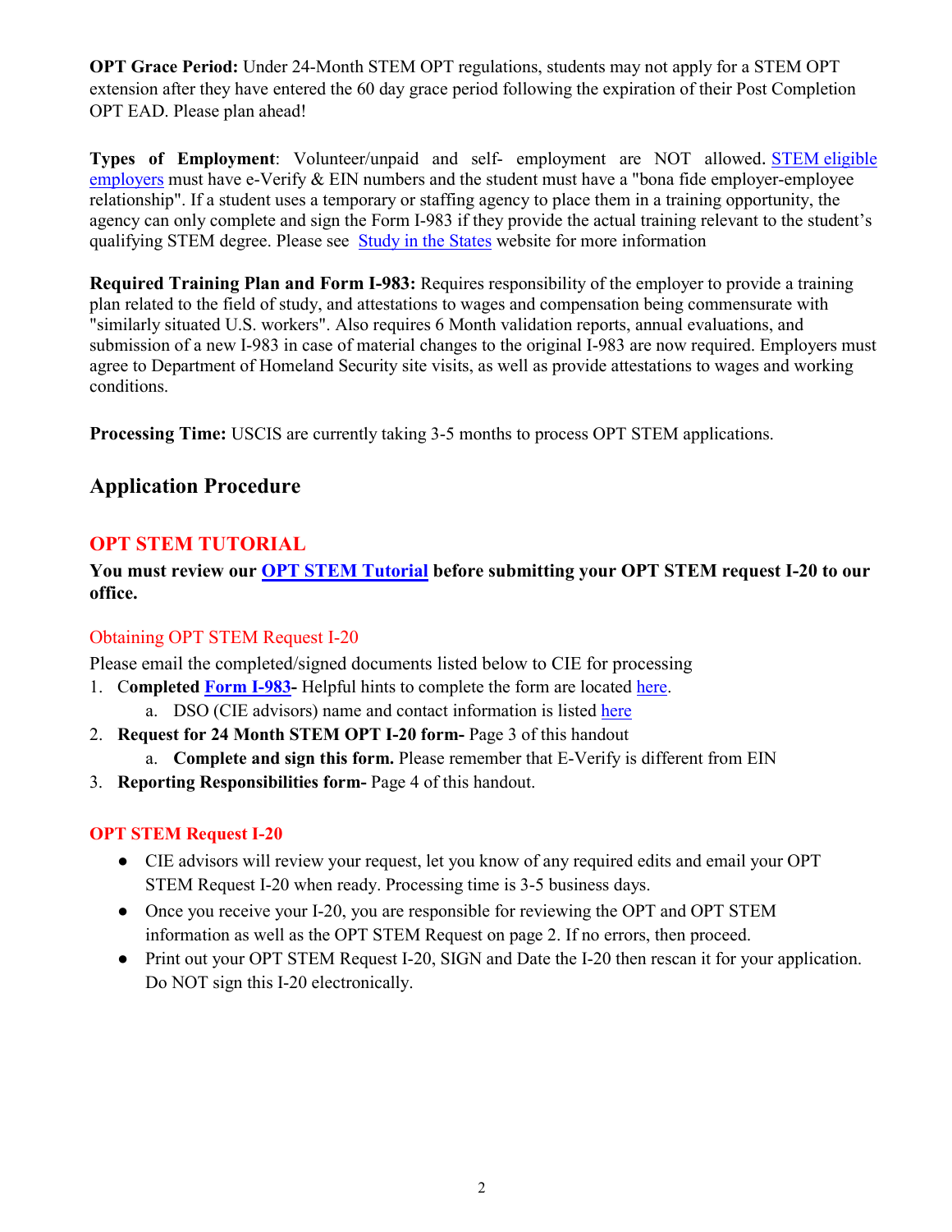**OPT Grace Period:** Under 24-Month STEM OPT regulations, students may not apply for a STEM OPT extension after they have entered the 60 day grace period following the expiration of their Post Completion OPT EAD. Please plan ahead!

**Types of Employment**: Volunteer/unpaid and self- employment are NOT allowed. [STEM eligible employers] must have e-Verify & EIN numbers and the student must have a "bona fide employer-employee relationship". If a student uses a temporary or staffing agency to place them in a training opportunity, the agency can only complete and sign the Form I-983 if they provide the actual training relevant to the student's qualifying STEM degree. Please see [Study in the States] website for more information

**Required Training Plan and Form I-983:** Requires responsibility of the employer to provide a training plan related to the field of study, and attestations to wages and compensation being commensurate with "similarly situated U.S. workers". Also requires 6 Month validation reports, annual evaluations, and submission of a new I-983 in case of material changes to the original I-983 are now required. Employers must agree to Department of Homeland Security site visits, as well as provide attestations to wages and working conditions.

**Processing Time:** USCIS are currently taking 3-5 months to process OPT STEM applications.

## Application Procedure

### OPT STEM TUTORIAL

**You must review our OPT STEM Tutorial before submitting your OPT STEM request I-20 to our office.**

#### Obtaining OPT STEM Request I-20

Please email the completed/signed documents listed below to CIE for processing

1. C**ompleted Form I-983-** Helpful hints to complete the form are located here.
   a. DSO (CIE advisors) name and contact information is listed here
2. **Request for 24 Month STEM OPT I-20 form-** Page 3 of this handout
   a. **Complete and sign this form.** Please remember that E-Verify is different from EIN
3. **Reporting Responsibilities form-** Page 4 of this handout.

#### OPT STEM Request I-20

- CIE advisors will review your request, let you know of any required edits and email your OPT STEM Request I-20 when ready. Processing time is 3-5 business days.
- Once you receive your I-20, you are responsible for reviewing the OPT and OPT STEM information as well as the OPT STEM Request on page 2. If no errors, then proceed.
- Print out your OPT STEM Request I-20, SIGN and Date the I-20 then rescan it for your application. Do NOT sign this I-20 electronically.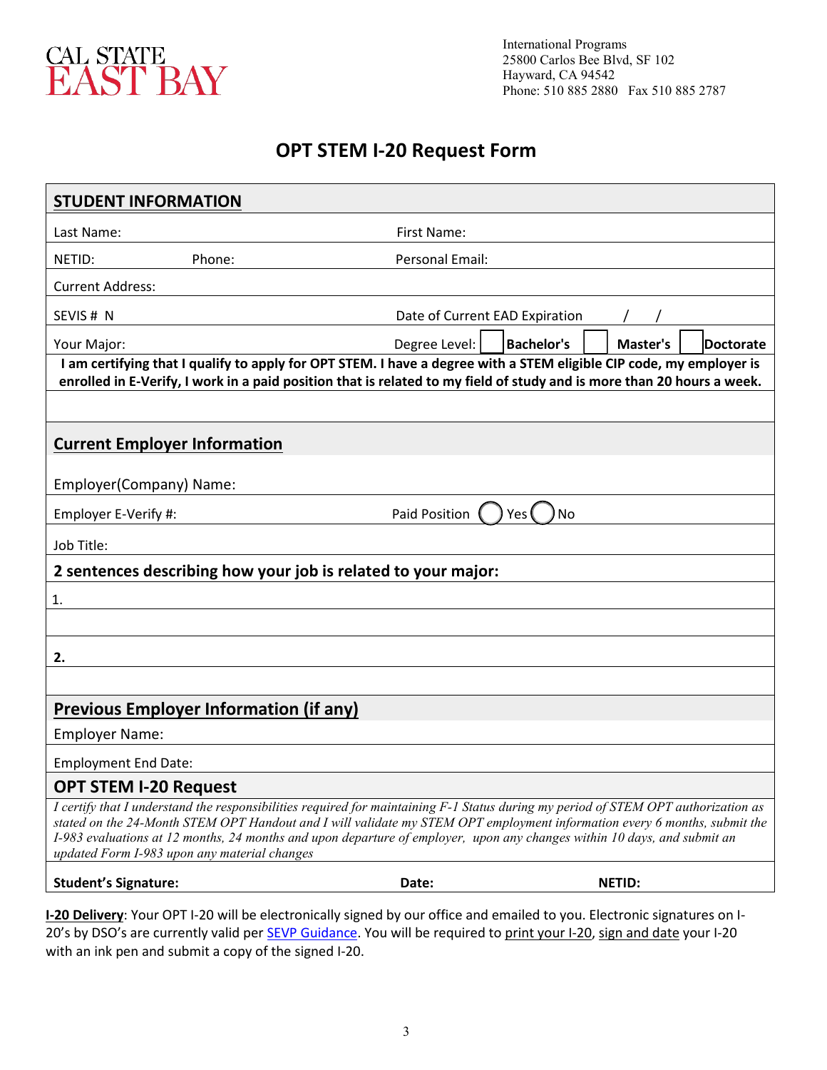CAL STATE
EAST BAY

International Programs
25800 Carlos Bee Blvd, SF 102
Hayward, CA 94542
Phone: 510 885 2880   Fax 510 885 2787

# OPT STEM I-20 Request Form

## STUDENT INFORMATION

| | |
|---|---|
| Last Name: | First Name: |
| NETID: &nbsp;&nbsp;&nbsp;&nbsp; Phone: | Personal Email: |
| Current Address: | |
| SEVIS # N | Date of Current EAD Expiration &nbsp;&nbsp; / &nbsp;&nbsp; / |
| Your Major: | Degree Level: ☐ **Bachelor's** ☐ **Master's** ☐ **Doctorate** |

**I am certifying that I qualify to apply for OPT STEM. I have a degree with a STEM eligible CIP code, my employer is enrolled in E-Verify, I work in a paid position that is related to my field of study and is more than 20 hours a week.**

## Current Employer Information

| | |
|---|---|
| Employer(Company) Name: | |
| Employer E-Verify #: | Paid Position ◯ Yes ◯ No |
| Job Title: | |

**2 sentences describing how your job is related to your major:**

1.

**2.**

## Previous Employer Information (if any)

Employer Name:

Employment End Date:

## OPT STEM I-20 Request

*I certify that I understand the responsibilities required for maintaining F-1 Status during my period of STEM OPT authorization as stated on the 24-Month STEM OPT Handout and I will validate my STEM OPT employment information every 6 months, submit the I-983 evaluations at 12 months, 24 months and upon departure of employer, upon any changes within 10 days, and submit an updated Form I-983 upon any material changes*

| **Student's Signature:** | **Date:** | **NETID:** |
|---|---|---|

**I-20 Delivery**: Your OPT I-20 will be electronically signed by our office and emailed to you. Electronic signatures on I-20's by DSO's are currently valid per SEVP Guidance. You will be required to print your I-20, sign and date your I-20 with an ink pen and submit a copy of the signed I-20.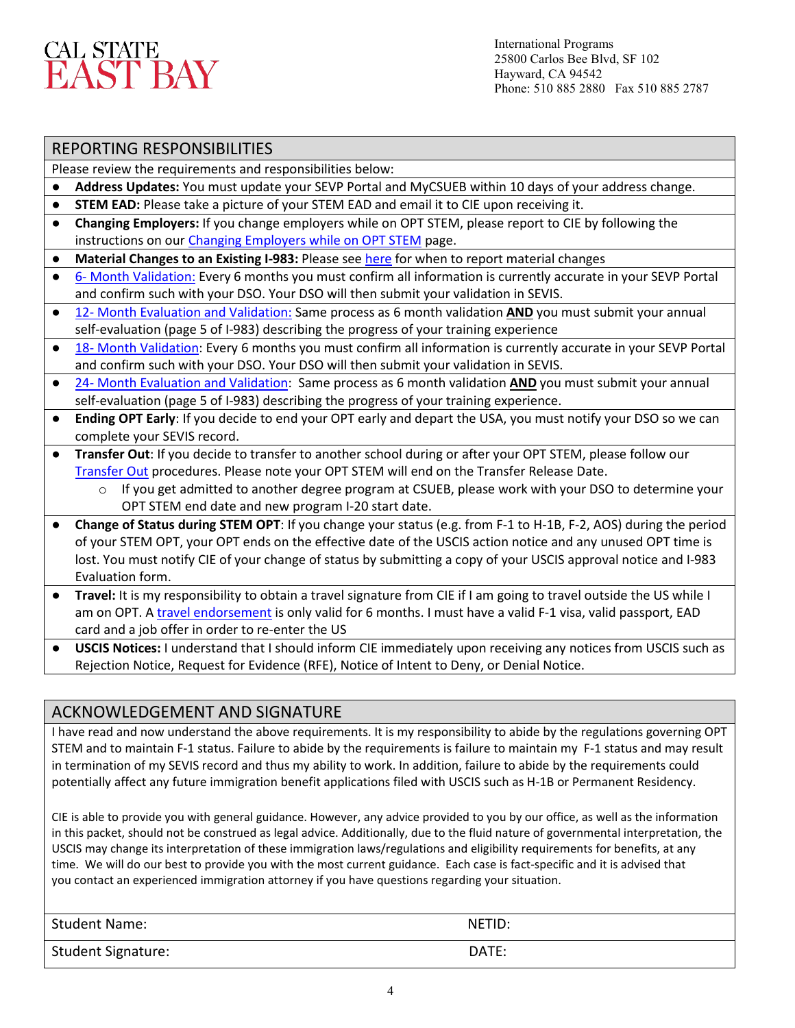CAL STATE EAST BAY

International Programs
25800 Carlos Bee Blvd, SF 102
Hayward, CA 94542
Phone: 510 885 2880 Fax 510 885 2787

## REPORTING RESPONSIBILITIES

Please review the requirements and responsibilities below:

- **Address Updates:** You must update your SEVP Portal and MyCSUEB within 10 days of your address change.
- **STEM EAD:** Please take a picture of your STEM EAD and email it to CIE upon receiving it.
- **Changing Employers:** If you change employers while on OPT STEM, please report to CIE by following the instructions on our Changing Employers while on OPT STEM page.
- **Material Changes to an Existing I-983:** Please see here for when to report material changes
- 6- Month Validation: Every 6 months you must confirm all information is currently accurate in your SEVP Portal and confirm such with your DSO. Your DSO will then submit your validation in SEVIS.
- 12- Month Evaluation and Validation: Same process as 6 month validation **AND** you must submit your annual self-evaluation (page 5 of I-983) describing the progress of your training experience
- 18- Month Validation: Every 6 months you must confirm all information is currently accurate in your SEVP Portal and confirm such with your DSO. Your DSO will then submit your validation in SEVIS.
- 24- Month Evaluation and Validation: Same process as 6 month validation **AND** you must submit your annual self-evaluation (page 5 of I-983) describing the progress of your training experience.
- **Ending OPT Early**: If you decide to end your OPT early and depart the USA, you must notify your DSO so we can complete your SEVIS record.
- **Transfer Out**: If you decide to transfer to another school during or after your OPT STEM, please follow our Transfer Out procedures. Please note your OPT STEM will end on the Transfer Release Date.
  - If you get admitted to another degree program at CSUEB, please work with your DSO to determine your OPT STEM end date and new program I-20 start date.
- **Change of Status during STEM OPT**: If you change your status (e.g. from F-1 to H-1B, F-2, AOS) during the period of your STEM OPT, your OPT ends on the effective date of the USCIS action notice and any unused OPT time is lost. You must notify CIE of your change of status by submitting a copy of your USCIS approval notice and I-983 Evaluation form.
- **Travel:** It is my responsibility to obtain a travel signature from CIE if I am going to travel outside the US while I am on OPT. A travel endorsement is only valid for 6 months. I must have a valid F-1 visa, valid passport, EAD card and a job offer in order to re-enter the US
- **USCIS Notices:** I understand that I should inform CIE immediately upon receiving any notices from USCIS such as Rejection Notice, Request for Evidence (RFE), Notice of Intent to Deny, or Denial Notice.

## ACKNOWLEDGEMENT AND SIGNATURE

I have read and now understand the above requirements. It is my responsibility to abide by the regulations governing OPT STEM and to maintain F-1 status. Failure to abide by the requirements is failure to maintain my F-1 status and may result in termination of my SEVIS record and thus my ability to work. In addition, failure to abide by the requirements could potentially affect any future immigration benefit applications filed with USCIS such as H-1B or Permanent Residency.

CIE is able to provide you with general guidance. However, any advice provided to you by our office, as well as the information in this packet, should not be construed as legal advice. Additionally, due to the fluid nature of governmental interpretation, the USCIS may change its interpretation of these immigration laws/regulations and eligibility requirements for benefits, at any time. We will do our best to provide you with the most current guidance. Each case is fact-specific and it is advised that you contact an experienced immigration attorney if you have questions regarding your situation.

| | |
|---|---|
| Student Name: | NETID: |
| Student Signature: | DATE: |